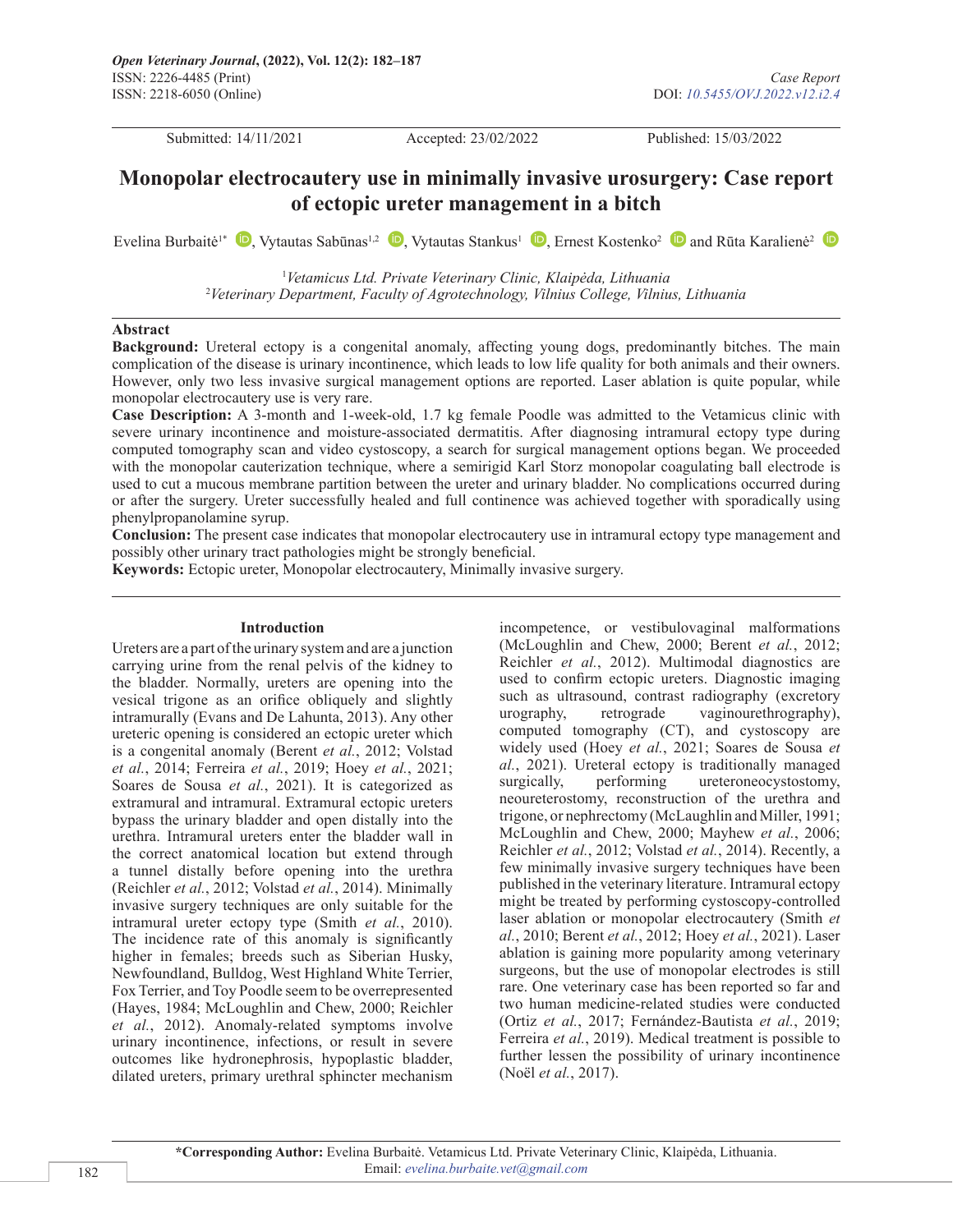Open Veterinary Journal, (2022), Vol. 12(2): 182–187
ISSN: 2226-4485 (Print)
ISSN: 2218-6050 (Online)

Case Report
DOI: *10.5455/OVJ.2022.v12.i2.4*

Submitted: 14/11/2021 Accepted: 23/02/2022 Published: 15/03/2022

# Monopolar electrocautery use in minimally invasive urosurgery: Case report of ectopic ureter management in a bitch

Evelina Burbaitė[1*], Vytautas Sabūnas[1,2], Vytautas Stankus[1], Ernest Kostenko[2] and Rūta Karalienė[2]

[1]*Vetamicus Ltd. Private Veterinary Clinic, Klaipėda, Lithuania*
[2]*Veterinary Department, Faculty of Agrotechnology, Vilnius College, Vilnius, Lithuania*

## Abstract

**Background:** Ureteral ectopy is a congenital anomaly, affecting young dogs, predominantly bitches. The main complication of the disease is urinary incontinence, which leads to low life quality for both animals and their owners. However, only two less invasive surgical management options are reported. Laser ablation is quite popular, while monopolar electrocautery use is very rare.

**Case Description:** A 3-month and 1-week-old, 1.7 kg female Poodle was admitted to the Vetamicus clinic with severe urinary incontinence and moisture-associated dermatitis. After diagnosing intramural ectopy type during computed tomography scan and video cystoscopy, a search for surgical management options began. We proceeded with the monopolar cauterization technique, where a semirigid Karl Storz monopolar coagulating ball electrode is used to cut a mucous membrane partition between the ureter and urinary bladder. No complications occurred during or after the surgery. Ureter successfully healed and full continence was achieved together with sporadically using phenylpropanolamine syrup.

**Conclusion:** The present case indicates that monopolar electrocautery use in intramural ectopy type management and possibly other urinary tract pathologies might be strongly beneficial.

**Keywords:** Ectopic ureter, Monopolar electrocautery, Minimally invasive surgery.

## Introduction

Ureters are a part of the urinary system and are a junction carrying urine from the renal pelvis of the kidney to the bladder. Normally, ureters are opening into the vesical trigone as an orifice obliquely and slightly intramurally (Evans and De Lahunta, 2013). Any other ureteric opening is considered an ectopic ureter which is a congenital anomaly (Berent *et al.*, 2012; Volstad *et al.*, 2014; Ferreira *et al.*, 2019; Hoey *et al.*, 2021; Soares de Sousa *et al.*, 2021). It is categorized as extramural and intramural. Extramural ectopic ureters bypass the urinary bladder and open distally into the urethra. Intramural ureters enter the bladder wall in the correct anatomical location but extend through a tunnel distally before opening into the urethra (Reichler *et al.*, 2012; Volstad *et al.*, 2014). Minimally invasive surgery techniques are only suitable for the intramural ureter ectopy type (Smith *et al.*, 2010). The incidence rate of this anomaly is significantly higher in females; breeds such as Siberian Husky, Newfoundland, Bulldog, West Highland White Terrier, Fox Terrier, and Toy Poodle seem to be overrepresented (Hayes, 1984; McLoughlin and Chew, 2000; Reichler *et al.*, 2012). Anomaly-related symptoms involve urinary incontinence, infections, or result in severe outcomes like hydronephrosis, hypoplastic bladder, dilated ureters, primary urethral sphincter mechanism incompetence, or vestibulovaginal malformations (McLoughlin and Chew, 2000; Berent *et al.*, 2012; Reichler *et al.*, 2012). Multimodal diagnostics are used to confirm ectopic ureters. Diagnostic imaging such as ultrasound, contrast radiography (excretory urography, retrograde vaginourethrography), computed tomography (CT), and cystoscopy are widely used (Hoey *et al.*, 2021; Soares de Sousa *et al.*, 2021). Ureteral ectopy is traditionally managed surgically, performing ureteroneocystostomy, neoureterostomy, reconstruction of the urethra and trigone, or nephrectomy (McLaughlin and Miller, 1991; McLoughlin and Chew, 2000; Mayhew *et al.*, 2006; Reichler *et al.*, 2012; Volstad *et al.*, 2014). Recently, a few minimally invasive surgery techniques have been published in the veterinary literature. Intramural ectopy might be treated by performing cystoscopy-controlled laser ablation or monopolar electrocautery (Smith *et al.*, 2010; Berent *et al.*, 2012; Hoey *et al.*, 2021). Laser ablation is gaining more popularity among veterinary surgeons, but the use of monopolar electrodes is still rare. One veterinary case has been reported so far and two human medicine-related studies were conducted (Ortiz *et al.*, 2017; Fernández-Bautista *et al.*, 2019; Ferreira *et al.*, 2019). Medical treatment is possible to further lessen the possibility of urinary incontinence (Noël *et al.*, 2017).

**\*Corresponding Author:** Evelina Burbaitė. Vetamicus Ltd. Private Veterinary Clinic, Klaipėda, Lithuania.
Email: *evelina.burbaite.vet@gmail.com*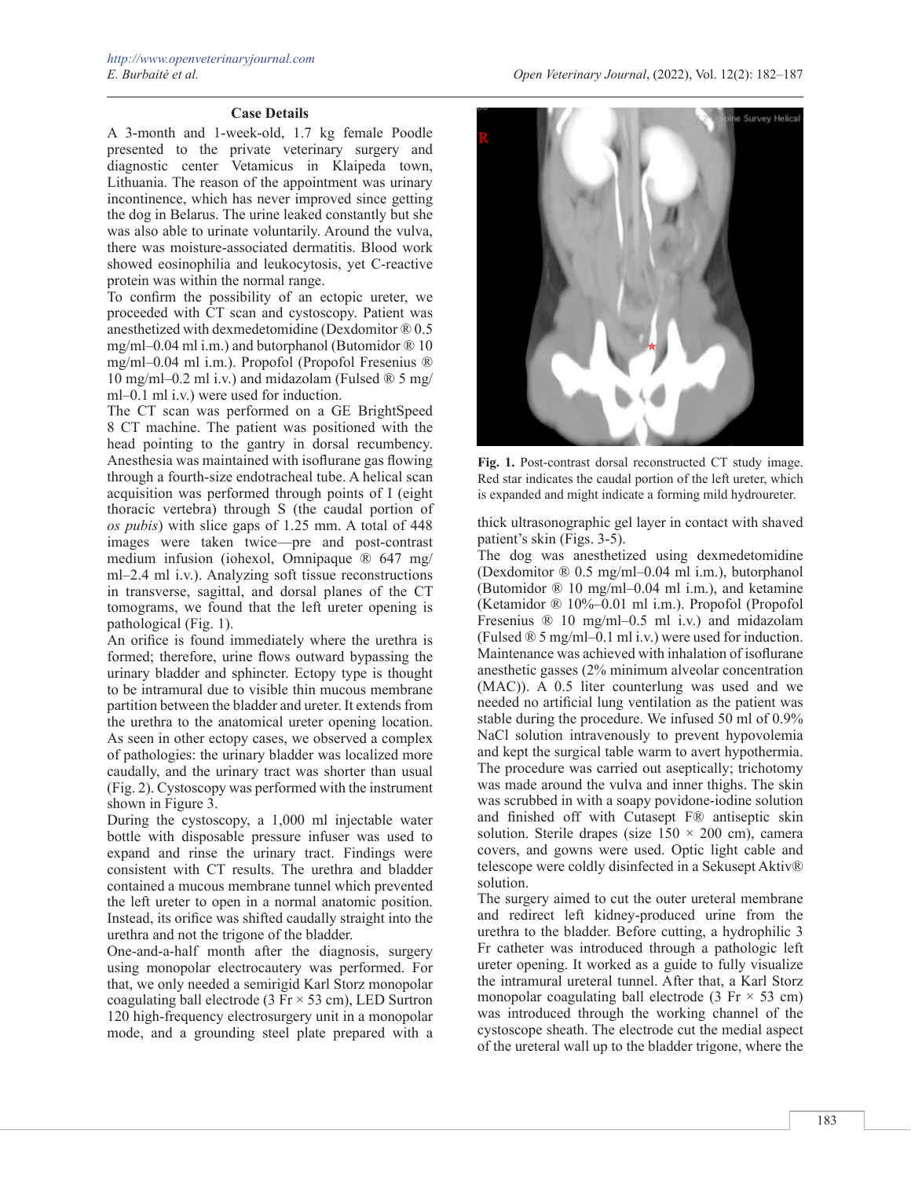## Case Details

A 3-month and 1-week-old, 1.7 kg female Poodle presented to the private veterinary surgery and diagnostic center Vetamicus in Klaipeda town, Lithuania. The reason of the appointment was urinary incontinence, which has never improved since getting the dog in Belarus. The urine leaked constantly but she was also able to urinate voluntarily. Around the vulva, there was moisture-associated dermatitis. Blood work showed eosinophilia and leukocytosis, yet C-reactive protein was within the normal range.

To confirm the possibility of an ectopic ureter, we proceeded with CT scan and cystoscopy. Patient was anesthetized with dexmedetomidine (Dexdomitor ® 0.5 mg/ml–0.04 ml i.m.) and butorphanol (Butomidor ® 10 mg/ml–0.04 ml i.m.). Propofol (Propofol Fresenius ® 10 mg/ml–0.2 ml i.v.) and midazolam (Fulsed ® 5 mg/ml–0.1 ml i.v.) were used for induction.

The CT scan was performed on a GE BrightSpeed 8 CT machine. The patient was positioned with the head pointing to the gantry in dorsal recumbency. Anesthesia was maintained with isoflurane gas flowing through a fourth-size endotracheal tube. A helical scan acquisition was performed through points of I (eight thoracic vertebra) through S (the caudal portion of *os pubis*) with slice gaps of 1.25 mm. A total of 448 images were taken twice—pre and post-contrast medium infusion (iohexol, Omnipaque ® 647 mg/ml–2.4 ml i.v.). Analyzing soft tissue reconstructions in transverse, sagittal, and dorsal planes of the CT tomograms, we found that the left ureter opening is pathological (Fig. 1).

An orifice is found immediately where the urethra is formed; therefore, urine flows outward bypassing the urinary bladder and sphincter. Ectopy type is thought to be intramural due to visible thin mucous membrane partition between the bladder and ureter. It extends from the urethra to the anatomical ureter opening location. As seen in other ectopy cases, we observed a complex of pathologies: the urinary bladder was localized more caudally, and the urinary tract was shorter than usual (Fig. 2). Cystoscopy was performed with the instrument shown in Figure 3.

During the cystoscopy, a 1,000 ml injectable water bottle with disposable pressure infuser was used to expand and rinse the urinary tract. Findings were consistent with CT results. The urethra and bladder contained a mucous membrane tunnel which prevented the left ureter to open in a normal anatomic position. Instead, its orifice was shifted caudally straight into the urethra and not the trigone of the bladder.

One-and-a-half month after the diagnosis, surgery using monopolar electrocautery was performed. For that, we only needed a semirigid Karl Storz monopolar coagulating ball electrode (3 Fr × 53 cm), LED Surtron 120 high-frequency electrosurgery unit in a monopolar mode, and a grounding steel plate prepared with a thick ultrasonographic gel layer in contact with shaved patient's skin (Figs. 3-5).

**Fig. 1.** Post-contrast dorsal reconstructed CT study image. Red star indicates the caudal portion of the left ureter, which is expanded and might indicate a forming mild hydroureter.

The dog was anesthetized using dexmedetomidine (Dexdomitor ® 0.5 mg/ml–0.04 ml i.m.), butorphanol (Butomidor ® 10 mg/ml–0.04 ml i.m.), and ketamine (Ketamidor ® 10%–0.01 ml i.m.). Propofol (Propofol Fresenius ® 10 mg/ml–0.5 ml i.v.) and midazolam (Fulsed ® 5 mg/ml–0.1 ml i.v.) were used for induction. Maintenance was achieved with inhalation of isoflurane anesthetic gasses (2% minimum alveolar concentration (MAC)). A 0.5 liter counterlung was used and we needed no artificial lung ventilation as the patient was stable during the procedure. We infused 50 ml of 0.9% NaCl solution intravenously to prevent hypovolemia and kept the surgical table warm to avert hypothermia. The procedure was carried out aseptically; trichotomy was made around the vulva and inner thighs. The skin was scrubbed in with a soapy povidone-iodine solution and finished off with Cutasept F® antiseptic skin solution. Sterile drapes (size 150 × 200 cm), camera covers, and gowns were used. Optic light cable and telescope were coldly disinfected in a Sekusept Aktiv® solution.

The surgery aimed to cut the outer ureteral membrane and redirect left kidney-produced urine from the urethra to the bladder. Before cutting, a hydrophilic 3 Fr catheter was introduced through a pathologic left ureter opening. It worked as a guide to fully visualize the intramural ureteral tunnel. After that, a Karl Storz monopolar coagulating ball electrode (3 Fr × 53 cm) was introduced through the working channel of the cystoscope sheath. The electrode cut the medial aspect of the ureteral wall up to the bladder trigone, where the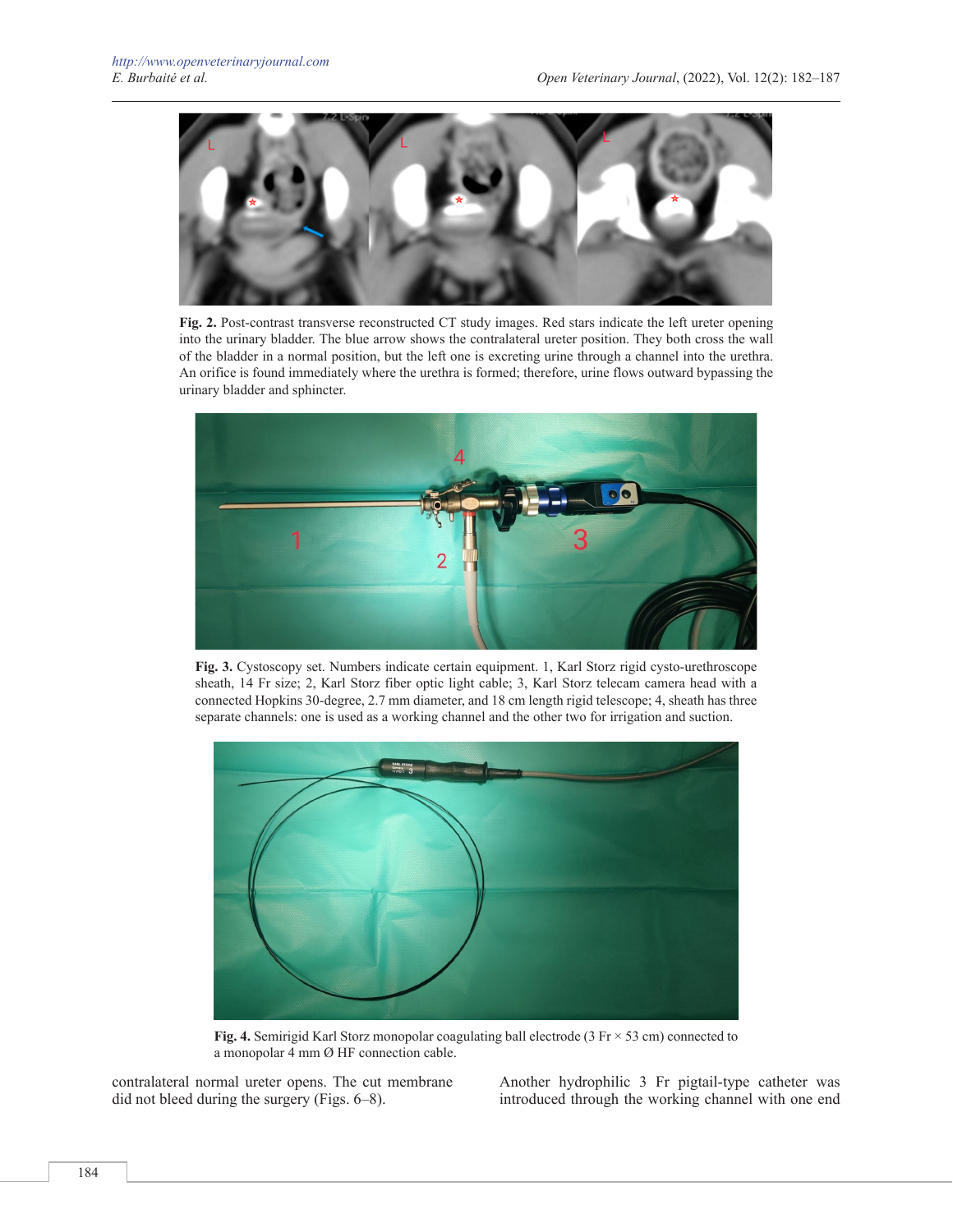**Fig. 2.** Post-contrast transverse reconstructed CT study images. Red stars indicate the left ureter opening into the urinary bladder. The blue arrow shows the contralateral ureter position. They both cross the wall of the bladder in a normal position, but the left one is excreting urine through a channel into the urethra. An orifice is found immediately where the urethra is formed; therefore, urine flows outward bypassing the urinary bladder and sphincter.

**Fig. 3.** Cystoscopy set. Numbers indicate certain equipment. 1, Karl Storz rigid cysto-urethroscope sheath, 14 Fr size; 2, Karl Storz fiber optic light cable; 3, Karl Storz telecam camera head with a connected Hopkins 30-degree, 2.7 mm diameter, and 18 cm length rigid telescope; 4, sheath has three separate channels: one is used as a working channel and the other two for irrigation and suction.

**Fig. 4.** Semirigid Karl Storz monopolar coagulating ball electrode (3 Fr × 53 cm) connected to a monopolar 4 mm Ø HF connection cable.

contralateral normal ureter opens. The cut membrane did not bleed during the surgery (Figs. 6–8).

Another hydrophilic 3 Fr pigtail-type catheter was introduced through the working channel with one end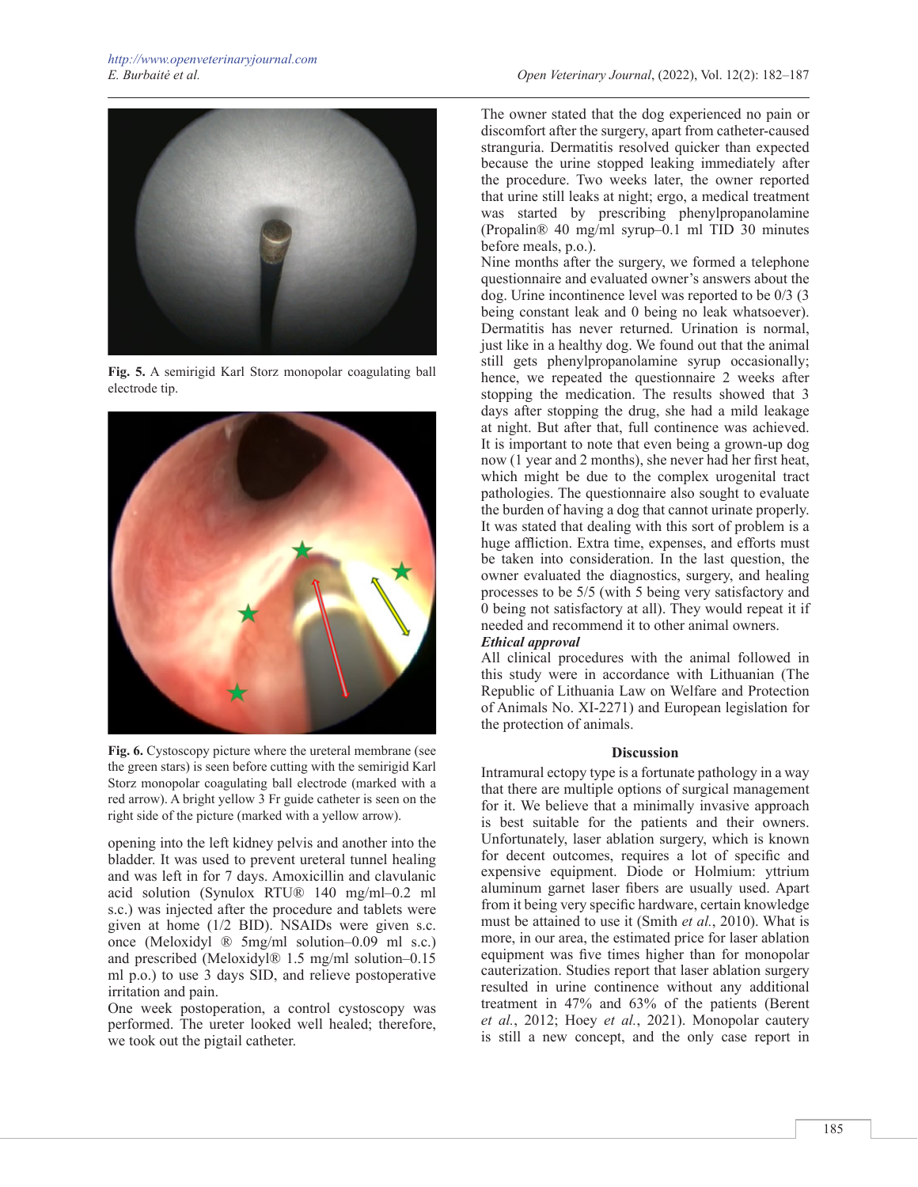Fig. 5. A semirigid Karl Storz monopolar coagulating ball electrode tip.

Fig. 6. Cystoscopy picture where the ureteral membrane (see the green stars) is seen before cutting with the semirigid Karl Storz monopolar coagulating ball electrode (marked with a red arrow). A bright yellow 3 Fr guide catheter is seen on the right side of the picture (marked with a yellow arrow).

opening into the left kidney pelvis and another into the bladder. It was used to prevent ureteral tunnel healing and was left in for 7 days. Amoxicillin and clavulanic acid solution (Synulox RTU® 140 mg/ml–0.2 ml s.c.) was injected after the procedure and tablets were given at home (1/2 BID). NSAIDs were given s.c. once (Meloxidyl ® 5mg/ml solution–0.09 ml s.c.) and prescribed (Meloxidyl® 1.5 mg/ml solution–0.15 ml p.o.) to use 3 days SID, and relieve postoperative irritation and pain.

One week postoperation, a control cystoscopy was performed. The ureter looked well healed; therefore, we took out the pigtail catheter.

The owner stated that the dog experienced no pain or discomfort after the surgery, apart from catheter-caused stranguria. Dermatitis resolved quicker than expected because the urine stopped leaking immediately after the procedure. Two weeks later, the owner reported that urine still leaks at night; ergo, a medical treatment was started by prescribing phenylpropanolamine (Propalin® 40 mg/ml syrup–0.1 ml TID 30 minutes before meals, p.o.).

Nine months after the surgery, we formed a telephone questionnaire and evaluated owner's answers about the dog. Urine incontinence level was reported to be 0/3 (3 being constant leak and 0 being no leak whatsoever). Dermatitis has never returned. Urination is normal, just like in a healthy dog. We found out that the animal still gets phenylpropanolamine syrup occasionally; hence, we repeated the questionnaire 2 weeks after stopping the medication. The results showed that 3 days after stopping the drug, she had a mild leakage at night. But after that, full continence was achieved. It is important to note that even being a grown-up dog now (1 year and 2 months), she never had her first heat, which might be due to the complex urogenital tract pathologies. The questionnaire also sought to evaluate the burden of having a dog that cannot urinate properly. It was stated that dealing with this sort of problem is a huge affliction. Extra time, expenses, and efforts must be taken into consideration. In the last question, the owner evaluated the diagnostics, surgery, and healing processes to be 5/5 (with 5 being very satisfactory and 0 being not satisfactory at all). They would repeat it if needed and recommend it to other animal owners.

***Ethical approval***

All clinical procedures with the animal followed in this study were in accordance with Lithuanian (The Republic of Lithuania Law on Welfare and Protection of Animals No. XI-2271) and European legislation for the protection of animals.

## Discussion

Intramural ectopy type is a fortunate pathology in a way that there are multiple options of surgical management for it. We believe that a minimally invasive approach is best suitable for the patients and their owners. Unfortunately, laser ablation surgery, which is known for decent outcomes, requires a lot of specific and expensive equipment. Diode or Holmium: yttrium aluminum garnet laser fibers are usually used. Apart from it being very specific hardware, certain knowledge must be attained to use it (Smith *et al.*, 2010). What is more, in our area, the estimated price for laser ablation equipment was five times higher than for monopolar cauterization. Studies report that laser ablation surgery resulted in urine continence without any additional treatment in 47% and 63% of the patients (Berent *et al.*, 2012; Hoey *et al.*, 2021). Monopolar cautery is still a new concept, and the only case report in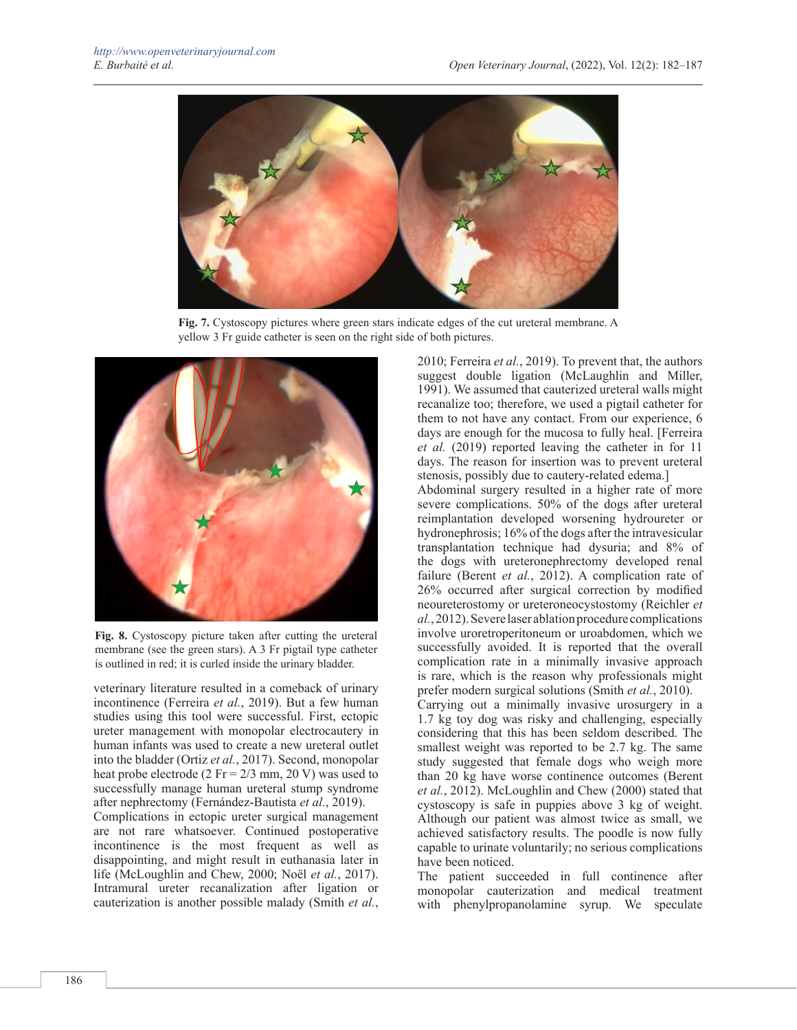Fig. 7. Cystoscopy pictures where green stars indicate edges of the cut ureteral membrane. A yellow 3 Fr guide catheter is seen on the right side of both pictures.

Fig. 8. Cystoscopy picture taken after cutting the ureteral membrane (see the green stars). A 3 Fr pigtail type catheter is outlined in red; it is curled inside the urinary bladder.

veterinary literature resulted in a comeback of urinary incontinence (Ferreira *et al.*, 2019). But a few human studies using this tool were successful. First, ectopic ureter management with monopolar electrocautery in human infants was used to create a new ureteral outlet into the bladder (Ortiz *et al.*, 2017). Second, monopolar heat probe electrode (2 Fr = 2/3 mm, 20 V) was used to successfully manage human ureteral stump syndrome after nephrectomy (Fernández-Bautista *et al.*, 2019).

Complications in ectopic ureter surgical management are not rare whatsoever. Continued postoperative incontinence is the most frequent as well as disappointing, and might result in euthanasia later in life (McLoughlin and Chew, 2000; Noël *et al.*, 2017). Intramural ureter recanalization after ligation or cauterization is another possible malady (Smith *et al.*, 2010; Ferreira *et al.*, 2019). To prevent that, the authors suggest double ligation (McLaughlin and Miller, 1991). We assumed that cauterized ureteral walls might recanalize too; therefore, we used a pigtail catheter for them to not have any contact. From our experience, 6 days are enough for the mucosa to fully heal. [Ferreira *et al.* (2019) reported leaving the catheter in for 11 days. The reason for insertion was to prevent ureteral stenosis, possibly due to cautery-related edema.]

Abdominal surgery resulted in a higher rate of more severe complications. 50% of the dogs after ureteral reimplantation developed worsening hydroureter or hydronephrosis; 16% of the dogs after the intravesicular transplantation technique had dysuria; and 8% of the dogs with ureteronephrectomy developed renal failure (Berent *et al.*, 2012). A complication rate of 26% occurred after surgical correction by modified neoureterostomy or ureteroneocystostomy (Reichler *et al.*, 2012). Severe laser ablation procedure complications involve uroretroperitoneum or uroabdomen, which we successfully avoided. It is reported that the overall complication rate in a minimally invasive approach is rare, which is the reason why professionals might prefer modern surgical solutions (Smith *et al.*, 2010).

Carrying out a minimally invasive urosurgery in a 1.7 kg toy dog was risky and challenging, especially considering that this has been seldom described. The smallest weight was reported to be 2.7 kg. The same study suggested that female dogs who weigh more than 20 kg have worse continence outcomes (Berent *et al.*, 2012). McLoughlin and Chew (2000) stated that cystoscopy is safe in puppies above 3 kg of weight. Although our patient was almost twice as small, we achieved satisfactory results. The poodle is now fully capable to urinate voluntarily; no serious complications have been noticed.

The patient succeeded in full continence after monopolar cauterization and medical treatment with phenylpropanolamine syrup. We speculate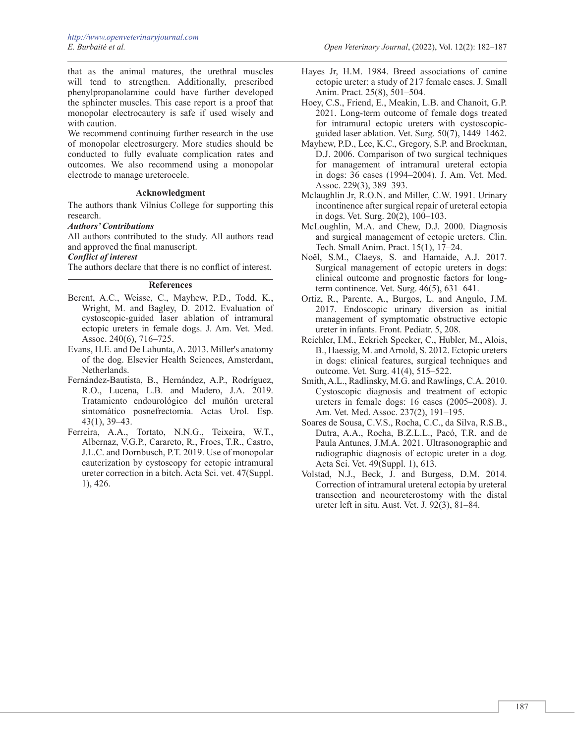that as the animal matures, the urethral muscles will tend to strengthen. Additionally, prescribed phenylpropanolamine could have further developed the sphincter muscles. This case report is a proof that monopolar electrocautery is safe if used wisely and with caution.

We recommend continuing further research in the use of monopolar electrosurgery. More studies should be conducted to fully evaluate complication rates and outcomes. We also recommend using a monopolar electrode to manage ureterocele.

## Acknowledgment

The authors thank Vilnius College for supporting this research.

***Authors' Contributions***

All authors contributed to the study. All authors read and approved the final manuscript.

***Conflict of interest***

The authors declare that there is no conflict of interest.

## References

Berent, A.C., Weisse, C., Mayhew, P.D., Todd, K., Wright, M. and Bagley, D. 2012. Evaluation of cystoscopic-guided laser ablation of intramural ectopic ureters in female dogs. J. Am. Vet. Med. Assoc. 240(6), 716–725.

Evans, H.E. and De Lahunta, A. 2013. Miller's anatomy of the dog. Elsevier Health Sciences, Amsterdam, Netherlands.

Fernández-Bautista, B., Hernández, A.P., Rodríguez, R.O., Lucena, L.B. and Madero, J.A. 2019. Tratamiento endourológico del muñón ureteral sintomático posnefrectomía. Actas Urol. Esp. 43(1), 39–43.

Ferreira, A.A., Tortato, N.N.G., Teixeira, W.T., Albernaz, V.G.P., Carareto, R., Froes, T.R., Castro, J.L.C. and Dornbusch, P.T. 2019. Use of monopolar cauterization by cystoscopy for ectopic intramural ureter correction in a bitch. Acta Sci. vet. 47(Suppl. 1), 426.

Hayes Jr, H.M. 1984. Breed associations of canine ectopic ureter: a study of 217 female cases. J. Small Anim. Pract. 25(8), 501–504.

Hoey, C.S., Friend, E., Meakin, L.B. and Chanoit, G.P. 2021. Long-term outcome of female dogs treated for intramural ectopic ureters with cystoscopic-guided laser ablation. Vet. Surg. 50(7), 1449–1462.

Mayhew, P.D., Lee, K.C., Gregory, S.P. and Brockman, D.J. 2006. Comparison of two surgical techniques for management of intramural ureteral ectopia in dogs: 36 cases (1994–2004). J. Am. Vet. Med. Assoc. 229(3), 389–393.

Mclaughlin Jr, R.O.N. and Miller, C.W. 1991. Urinary incontinence after surgical repair of ureteral ectopia in dogs. Vet. Surg. 20(2), 100–103.

McLoughlin, M.A. and Chew, D.J. 2000. Diagnosis and surgical management of ectopic ureters. Clin. Tech. Small Anim. Pract. 15(1), 17–24.

Noël, S.M., Claeys, S. and Hamaide, A.J. 2017. Surgical management of ectopic ureters in dogs: clinical outcome and prognostic factors for long-term continence. Vet. Surg. 46(5), 631–641.

Ortiz, R., Parente, A., Burgos, L. and Angulo, J.M. 2017. Endoscopic urinary diversion as initial management of symptomatic obstructive ectopic ureter in infants. Front. Pediatr. 5, 208.

Reichler, I.M., Eckrich Specker, C., Hubler, M., Alois, B., Haessig, M. and Arnold, S. 2012. Ectopic ureters in dogs: clinical features, surgical techniques and outcome. Vet. Surg. 41(4), 515–522.

Smith, A.L., Radlinsky, M.G. and Rawlings, C.A. 2010. Cystoscopic diagnosis and treatment of ectopic ureters in female dogs: 16 cases (2005–2008). J. Am. Vet. Med. Assoc. 237(2), 191–195.

Soares de Sousa, C.V.S., Rocha, C.C., da Silva, R.S.B., Dutra, A.A., Rocha, B.Z.L.L., Pacó, T.R. and de Paula Antunes, J.M.A. 2021. Ultrasonographic and radiographic diagnosis of ectopic ureter in a dog. Acta Sci. Vet. 49(Suppl. 1), 613.

Volstad, N.J., Beck, J. and Burgess, D.M. 2014. Correction of intramural ureteral ectopia by ureteral transection and neoureterostomy with the distal ureter left in situ. Aust. Vet. J. 92(3), 81–84.